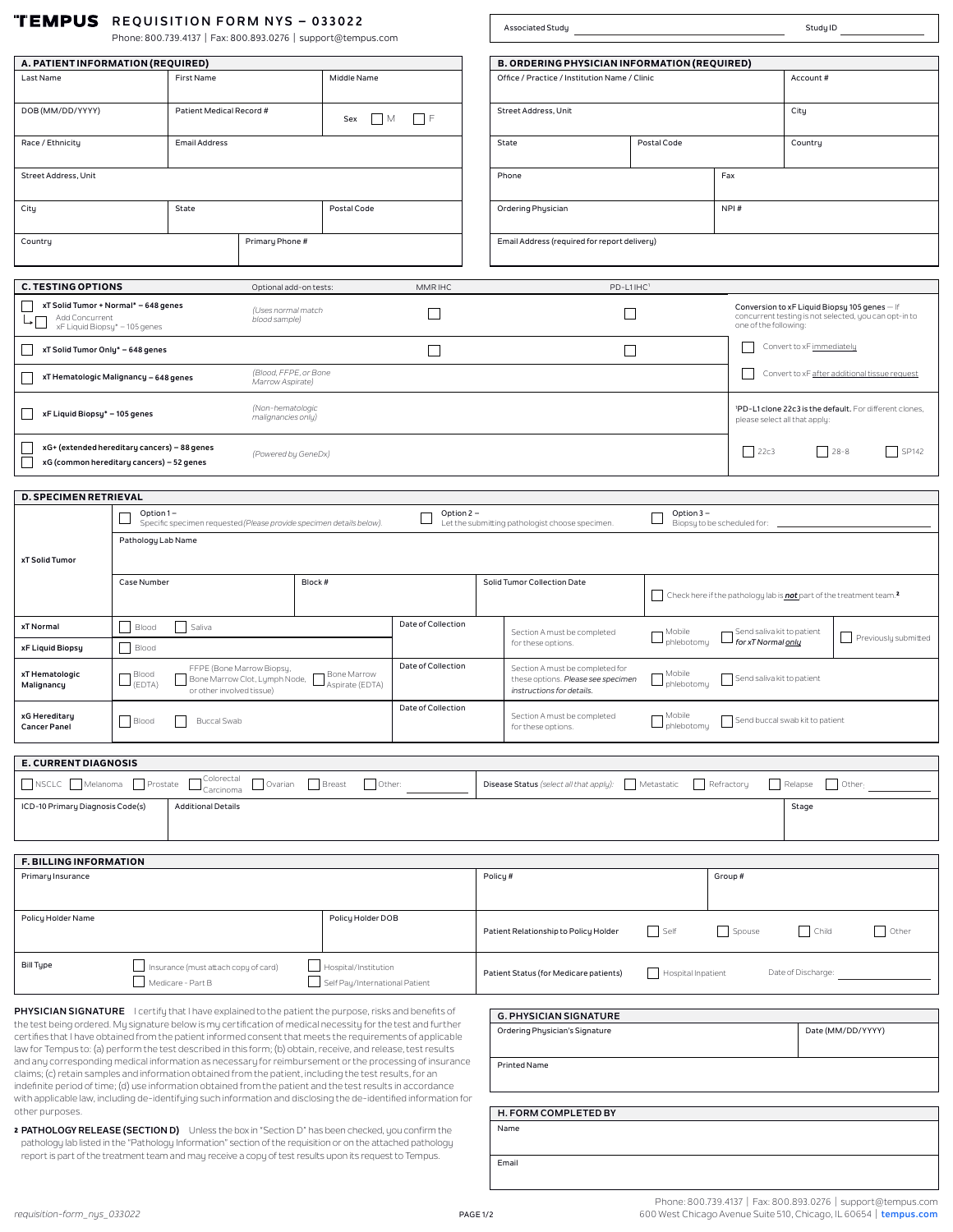# TEMPUS REQUISITION FORM NYS – 033022

Phone: 800.739.4137 | Fax: 800.893.0276 | support@tempus.com

| Associated Study | Study ID |
|---|---|
| | |

## A. PATIENT INFORMATION (REQUIRED)

| Last Name | First Name | Middle Name |
|---|---|---|
| DOB (MM/DD/YYYY) | Patient Medical Record # | Sex ☐ M ☐ F |
| Race / Ethnicity | Email Address | |
| Street Address, Unit | | |
| City | State | Postal Code |
| Country | Primary Phone # | |

## B. ORDERING PHYSICIAN INFORMATION (REQUIRED)

| Office / Practice / Institution Name / Clinic | | Account # |
|---|---|---|
| Street Address, Unit | | City |
| State | Postal Code | Country |
| Phone | | Fax |
| Ordering Physician | | NPI # |
| Email Address (required for report delivery) | | |

## C. TESTING OPTIONS

| Test | | Optional add-on tests: MMR IHC | PD-L1 IHC[1] |
|---|---|---|---|
| ☐ xT Solid Tumor + Normal* – 648 genes<br>↳ ☐ Add Concurrent xF Liquid Biopsy* – 105 genes | *(Uses normal match blood sample)* | ☐ | ☐ |
| ☐ xT Solid Tumor Only* – 648 genes | | ☐ | ☐ |
| ☐ xT Hematologic Malignancy – 648 genes | *(Blood, FFPE, or Bone Marrow Aspirate)* | | |
| ☐ xF Liquid Biopsy* – 105 genes | *(Non-hematologic malignancies only)* | | |
| ☐ xG+ (extended hereditary cancers) – 88 genes<br>☐ xG (common hereditary cancers) – 52 genes | *(Powered by GeneDx)* | | |

**Conversion to xF Liquid Biopsy 105 genes** — If concurrent testing is not selected, you can opt-in to one of the following:

☐ Convert to xF immediately

☐ Convert to xF after additional tissue request

[1]**PD-L1 clone 22c3 is the default.** For different clones, please select all that apply:

☐ 22c3 ☐ 28-8 ☐ SP142

## D. SPECIMEN RETRIEVAL

**xT Solid Tumor**

☐ Option 1 – Specific specimen requested *(Please provide specimen details below).*

☐ Option 2 – Let the submitting pathologist choose specimen.

☐ Option 3 – Biopsy to be scheduled for: ______________

| Pathology Lab Name | | | |
|---|---|---|---|
| Case Number | Block # | Solid Tumor Collection Date | ☐ Check here if the pathology lab is ***not*** part of the treatment team.[2] |

| | Specimen | Date of Collection | | | |
|---|---|---|---|---|---|
| xT Normal | ☐ Blood ☐ Saliva | | Section A must be completed for these options. | ☐ Mobile phlebotomy | ☐ Send saliva kit to patient *for xT Normal **only*** | ☐ Previously submitted |
| xF Liquid Biopsy | ☐ Blood | | | | |
| xT Hematologic Malignancy | ☐ Blood (EDTA) ☐ FFPE (Bone Marrow Biopsy, Bone Marrow Clot, Lymph Node, or other involved tissue) ☐ Bone Marrow Aspirate (EDTA) | | Section A must be completed for these options. *Please see specimen instructions for details.* | ☐ Mobile phlebotomy | ☐ Send saliva kit to patient |
| xG Hereditary Cancer Panel | ☐ Blood ☐ Buccal Swab | | Section A must be completed for these options. | ☐ Mobile phlebotomy | ☐ Send buccal swab kit to patient |

## E. CURRENT DIAGNOSIS

☐ NSCLC ☐ Melanoma ☐ Prostate ☐ Colorectal Carcinoma ☐ Ovarian ☐ Breast ☐ Other: ______

**Disease Status** *(select all that apply):* ☐ Metastatic ☐ Refractory ☐ Relapse ☐ Other: ______

| ICD-10 Primary Diagnosis Code(s) | Additional Details | Stage |
|---|---|---|
| | | |

## F. BILLING INFORMATION

| Primary Insurance | | Policy # | Group # |
|---|---|---|---|
| Policy Holder Name | Policy Holder DOB | Patient Relationship to Policy Holder: ☐ Self ☐ Spouse ☐ Child ☐ Other | |
| Bill Type: ☐ Insurance (must attach copy of card) ☐ Medicare - Part B ☐ Hospital/Institution ☐ Self Pay/International Patient | | Patient Status (for Medicare patients): ☐ Hospital Inpatient | Date of Discharge: |

**PHYSICIAN SIGNATURE** I certify that I have explained to the patient the purpose, risks and benefits of the test being ordered. My signature below is my certification of medical necessity for the test and further certifies that I have obtained from the patient informed consent that meets the requirements of applicable law for Tempus to: (a) perform the test described in this form; (b) obtain, receive, and release, test results and any corresponding medical information as necessary for reimbursement or the processing of insurance claims; (c) retain samples and information obtained from the patient, including the test results, for an indefinite period of time; (d) use information obtained from the patient and the test results in accordance with applicable law, including de-identifying such information and disclosing the de-identified information for other purposes.

[2] **PATHOLOGY RELEASE (SECTION D)** Unless the box in "Section D" has been checked, you confirm the pathology lab listed in the "Pathology Information" section of the requisition or on the attached pathology report is part of the treatment team and may receive a copy of test results upon its request to Tempus.

## G. PHYSICIAN SIGNATURE

| Ordering Physician's Signature | Date (MM/DD/YYYY) |
|---|---|
| Printed Name | |

## H. FORM COMPLETED BY

| Name |
|---|
| Email |

requisition-form_nys_033022

Phone: 800.739.4137 | Fax: 800.893.0276 | support@tempus.com
600 West Chicago Avenue Suite 510, Chicago, IL 60654 | tempus.com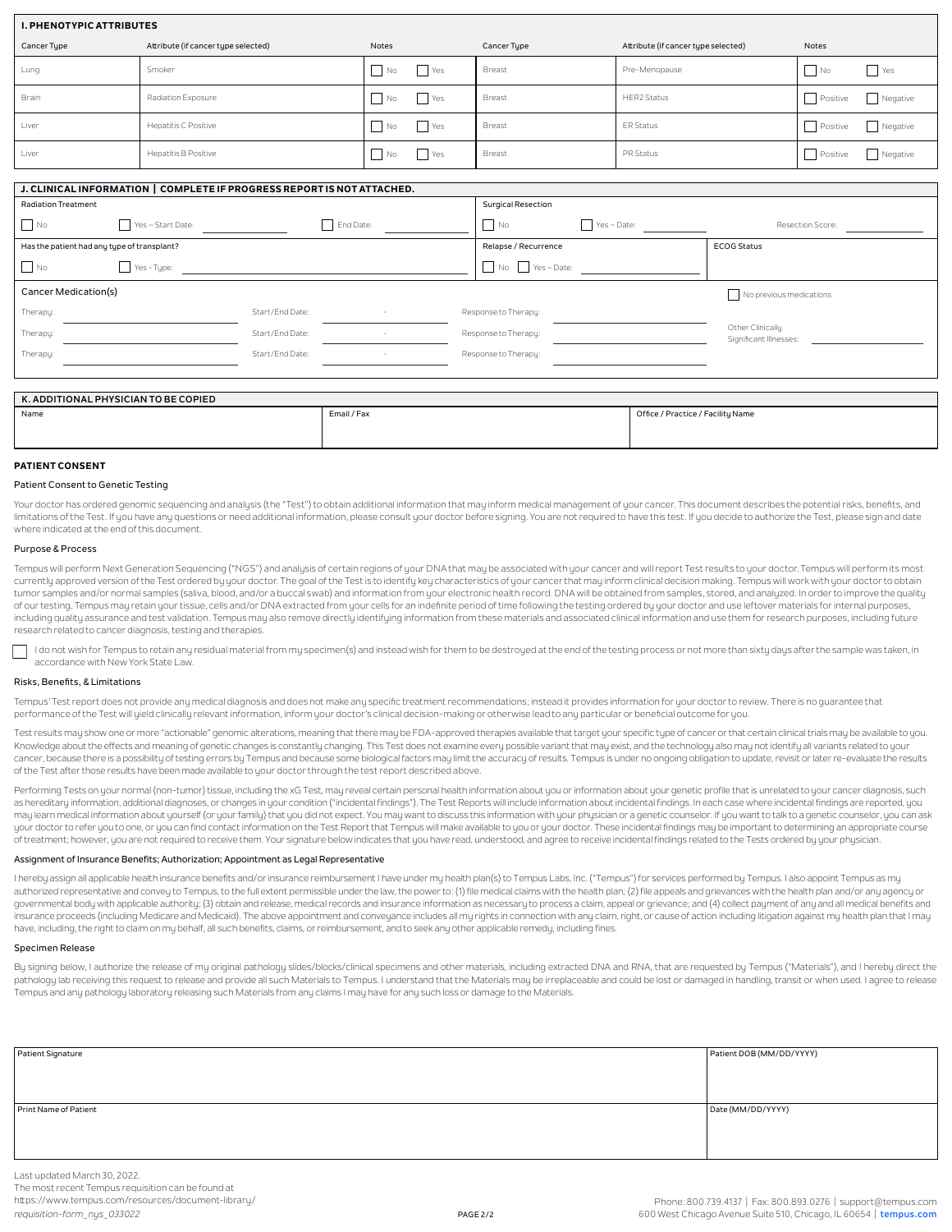## I. PHENOTYPIC ATTRIBUTES

| Cancer Type | Attribute (if cancer type selected) | Notes | Cancer Type | Attribute (if cancer type selected) | Notes |
|---|---|---|---|---|---|
| Lung | Smoker | ☐ No ☐ Yes | Breast | Pre-Menopause | ☐ No ☐ Yes |
| Brain | Radiation Exposure | ☐ No ☐ Yes | Breast | HER2 Status | ☐ Positive ☐ Negative |
| Liver | Hepatitis C Positive | ☐ No ☐ Yes | Breast | ER Status | ☐ Positive ☐ Negative |
| Liver | Hepatitis B Positive | ☐ No ☐ Yes | Breast | PR Status | ☐ Positive ☐ Negative |

## J. CLINICAL INFORMATION | COMPLETE IF PROGRESS REPORT IS NOT ATTACHED.

Radiation Treatment

☐ No ☐ Yes – Start Date: ____________ ☐ End Date: ____________

Surgical Resection

☐ No ☐ Yes – Date: ____________ Resection Score: ____________

Has the patient had any type of transplant?

☐ No ☐ Yes - Type: ____________

Relapse / Recurrence

☐ No ☐ Yes – Date: ____________

ECOG Status

Cancer Medication(s) ☐ No previous medications

Therapy: ____________ Start/End Date: ______ - ______ Response to Therapy: ____________

Therapy: ____________ Start/End Date: ______ - ______ Response to Therapy: ____________

Therapy: ____________ Start/End Date: ______ - ______ Response to Therapy: ____________

Other Clinically Significant Illnesses: ____________

## K. ADDITIONAL PHYSICIAN TO BE COPIED

| Name | Email / Fax | Office / Practice / Facility Name |
|---|---|---|
| | | |

## PATIENT CONSENT

### Patient Consent to Genetic Testing

Your doctor has ordered genomic sequencing and analysis (the "Test") to obtain additional information that may inform medical management of your cancer. This document describes the potential risks, benefits, and limitations of the Test. If you have any questions or need additional information, please consult your doctor before signing. You are not required to have this test. If you decide to authorize the Test, please sign and date where indicated at the end of this document.

### Purpose & Process

Tempus will perform Next Generation Sequencing ("NGS") and analysis of certain regions of your DNA that may be associated with your cancer and will report Test results to your doctor. Tempus will perform its most currently approved version of the Test ordered by your doctor. The goal of the Test is to identify key characteristics of your cancer that may inform clinical decision making. Tempus will work with your doctor to obtain tumor samples and/or normal samples (saliva, blood, and/or a buccal swab) and information from your electronic health record. DNA will be obtained from samples, stored, and analyzed. In order to improve the quality of our testing, Tempus may retain your tissue, cells and/or DNA extracted from your cells for an indefinite period of time following the testing ordered by your doctor and use leftover materials for internal purposes, including quality assurance and test validation. Tempus may also remove directly identifying information from these materials and associated clinical information and use them for research purposes, including future research related to cancer diagnosis, testing and therapies.

☐ I do not wish for Tempus to retain any residual material from my specimen(s) and instead wish for them to be destroyed at the end of the testing process or not more than sixty days after the sample was taken, in accordance with New York State Law.

### Risks, Benefits, & Limitations

Tempus' Test report does not provide any medical diagnosis and does not make any specific treatment recommendations; instead it provides information for your doctor to review. There is no guarantee that performance of the Test will yield clinically relevant information, inform your doctor's clinical decision-making or otherwise lead to any particular or beneficial outcome for you.

Test results may show one or more "actionable" genomic alterations, meaning that there may be FDA-approved therapies available that target your specific type of cancer or that certain clinical trials may be available to you. Knowledge about the effects and meaning of genetic changes is constantly changing. This Test does not examine every possible variant that may exist, and the technology also may not identify all variants related to your cancer, because there is a possibility of testing errors by Tempus and because some biological factors may limit the accuracy of results. Tempus is under no ongoing obligation to update, revisit or later re-evaluate the results of the Test after those results have been made available to your doctor through the test report described above.

Performing Tests on your normal (non-tumor) tissue, including the xG Test, may reveal certain personal health information about you or information about your genetic profile that is unrelated to your cancer diagnosis, such as hereditary information, additional diagnoses, or changes in your condition ("incidental findings"). The Test Reports will include information about incidental findings. In each case where incidental findings are reported, you may learn medical information about yourself (or your family) that you did not expect. You may want to discuss this information with your physician or a genetic counselor. If you want to talk to a genetic counselor, you can ask your doctor to refer you to one, or you can find contact information on the Test Report that Tempus will make available to you or your doctor. These incidental findings may be important to determining an appropriate course of treatment; however, you are not required to receive them. Your signature below indicates that you have read, understood, and agree to receive incidental findings related to the Tests ordered by your physician.

### Assignment of Insurance Benefits; Authorization; Appointment as Legal Representative

I hereby assign all applicable health insurance benefits and/or insurance reimbursement I have under my health plan(s) to Tempus Labs, Inc. ("Tempus") for services performed by Tempus. I also appoint Tempus as my authorized representative and convey to Tempus, to the full extent permissible under the law, the power to: (1) file medical claims with the health plan; (2) file appeals and grievances with the health plan and/or any agency or governmental body with applicable authority; (3) obtain and release, medical records and insurance information as necessary to process a claim, appeal or grievance; and (4) collect payment of any and all medical benefits and insurance proceeds (including Medicare and Medicaid). The above appointment and conveyance includes all my rights in connection with any claim, right, or cause of action including litigation against my health plan that I may have, including, the right to claim on my behalf, all such benefits, claims, or reimbursement, and to seek any other applicable remedy, including fines.

### Specimen Release

By signing below, I authorize the release of my original pathology slides/blocks/clinical specimens and other materials, including extracted DNA and RNA, that are requested by Tempus ("Materials"), and I hereby direct the pathology lab receiving this request to release and provide all such Materials to Tempus. I understand that the Materials may be irreplaceable and could be lost or damaged in handling, transit or when used. I agree to release Tempus and any pathology laboratory releasing such Materials from any claims I may have for any such loss or damage to the Materials.

| Patient Signature | Patient DOB (MM/DD/YYYY) |
|---|---|
| | |
| **Print Name of Patient** | **Date (MM/DD/YYYY)** |
| | |

Last updated March 30, 2022.
The most recent Tempus requisition can be found at https://www.tempus.com/resources/document-library/
*requisition-form_nys_033022*

Phone: 800.739.4137 | Fax: 800.893.0276 | support@tempus.com
600 West Chicago Avenue Suite 510, Chicago, IL 60654 | **tempus.com**